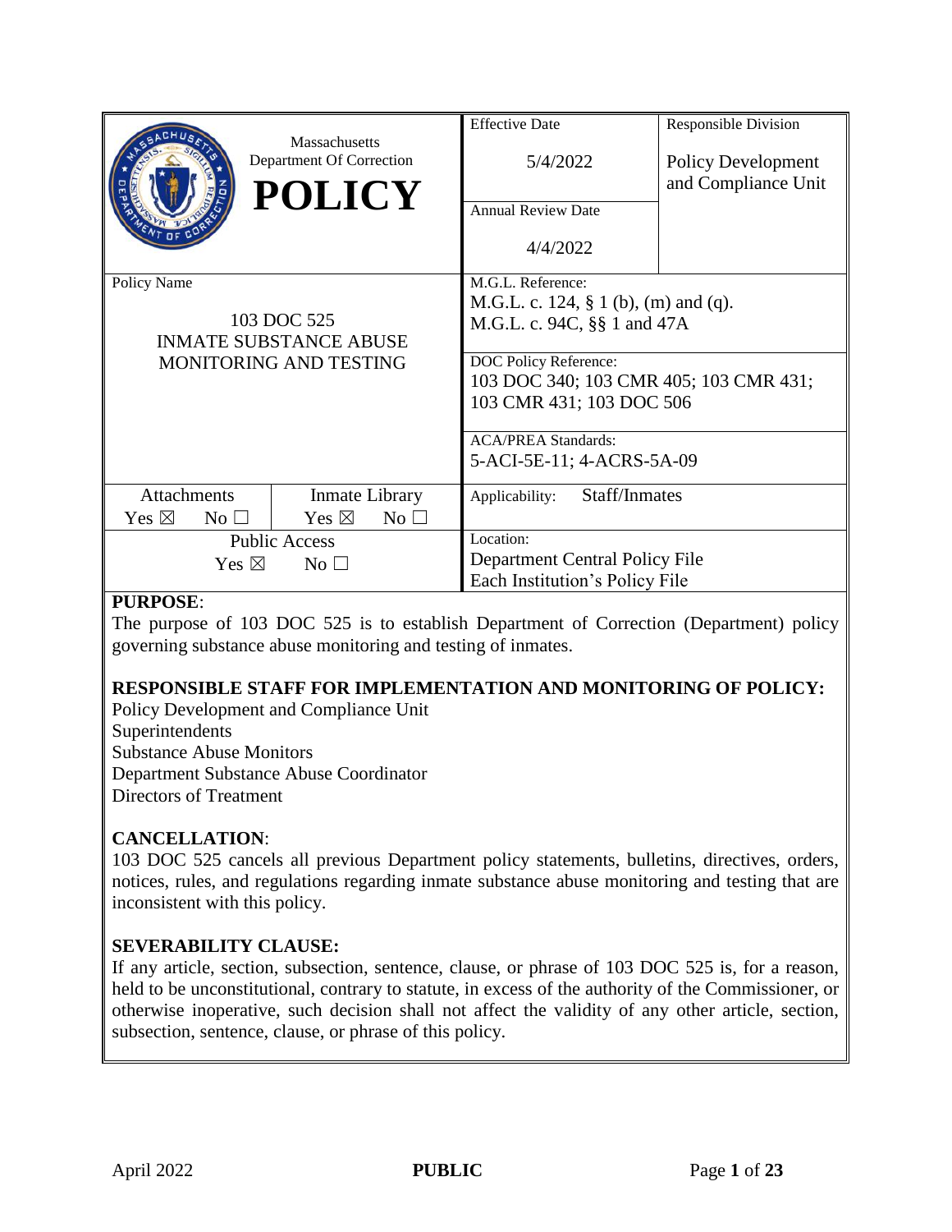| Massachusetts Department Of Correction **POLICY** | Effective Date 5/4/2022 | Responsible Division Policy Development and Compliance Unit |
|---|---|---|
| | Annual Review Date 4/4/2022 | |
| Policy Name: 103 DOC 525 INMATE SUBSTANCE ABUSE MONITORING AND TESTING | M.G.L. Reference: M.G.L. c. 124, § 1 (b), (m) and (q). M.G.L. c. 94C, §§ 1 and 47A | |
| | DOC Policy Reference: 103 DOC 340; 103 CMR 405; 103 CMR 431; 103 CMR 431; 103 DOC 506 | |
| | ACA/PREA Standards: 5-ACI-5E-11; 4-ACRS-5A-09 | |
| Attachments: Yes ☒ No ☐ / Inmate Library: Yes ☒ No ☐ | Applicability: Staff/Inmates | |
| Public Access: Yes ☒ No ☐ | Location: Department Central Policy File; Each Institution's Policy File | |

**PURPOSE**:

The purpose of 103 DOC 525 is to establish Department of Correction (Department) policy governing substance abuse monitoring and testing of inmates.

**RESPONSIBLE STAFF FOR IMPLEMENTATION AND MONITORING OF POLICY:**

Policy Development and Compliance Unit
Superintendents
Substance Abuse Monitors
Department Substance Abuse Coordinator
Directors of Treatment

**CANCELLATION**:

103 DOC 525 cancels all previous Department policy statements, bulletins, directives, orders, notices, rules, and regulations regarding inmate substance abuse monitoring and testing that are inconsistent with this policy.

**SEVERABILITY CLAUSE:**

If any article, section, subsection, sentence, clause, or phrase of 103 DOC 525 is, for a reason, held to be unconstitutional, contrary to statute, in excess of the authority of the Commissioner, or otherwise inoperative, such decision shall not affect the validity of any other article, section, subsection, sentence, clause, or phrase of this policy.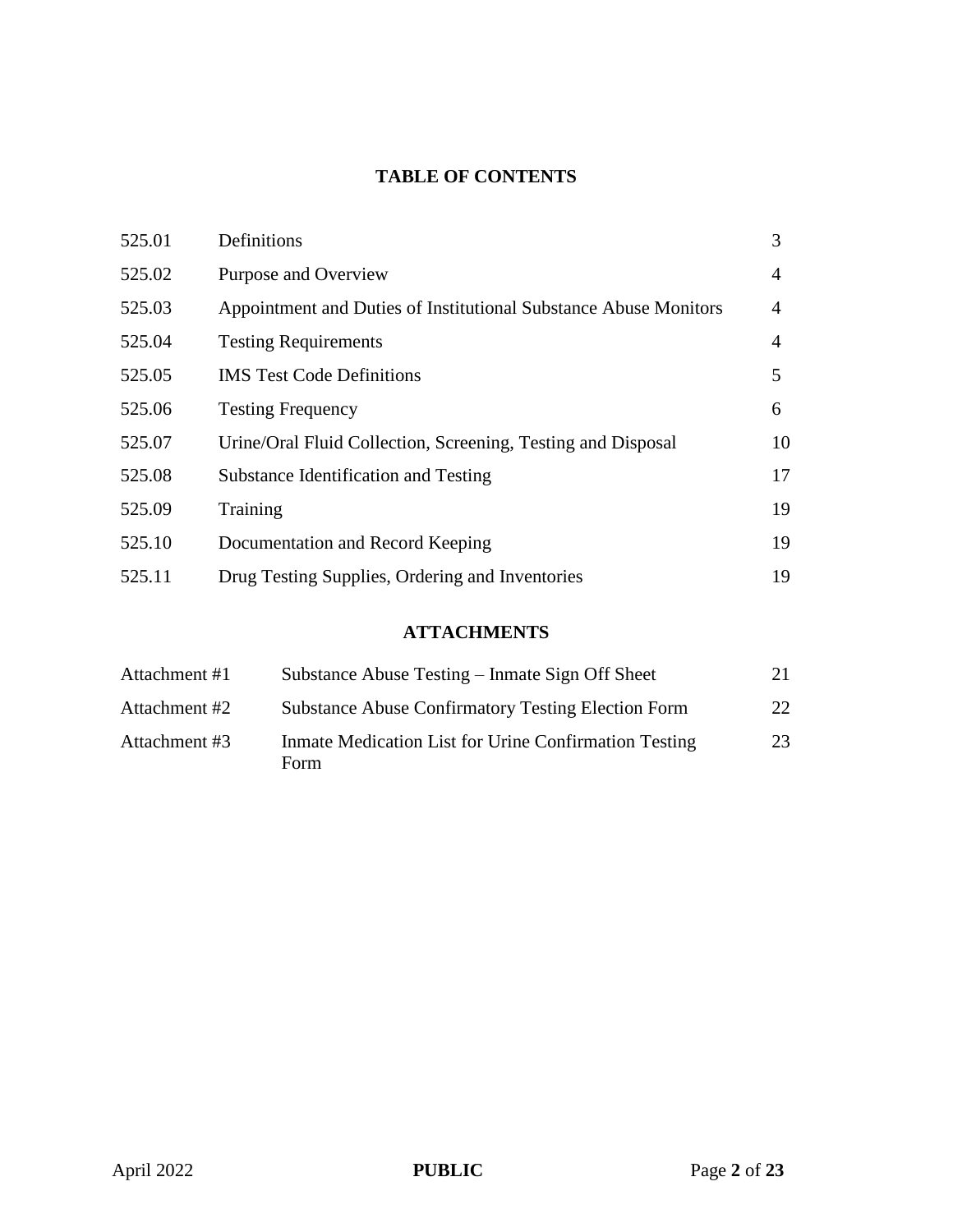## TABLE OF CONTENTS

| | | |
|---|---|---|
| 525.01 | Definitions | 3 |
| 525.02 | Purpose and Overview | 4 |
| 525.03 | Appointment and Duties of Institutional Substance Abuse Monitors | 4 |
| 525.04 | Testing Requirements | 4 |
| 525.05 | IMS Test Code Definitions | 5 |
| 525.06 | Testing Frequency | 6 |
| 525.07 | Urine/Oral Fluid Collection, Screening, Testing and Disposal | 10 |
| 525.08 | Substance Identification and Testing | 17 |
| 525.09 | Training | 19 |
| 525.10 | Documentation and Record Keeping | 19 |
| 525.11 | Drug Testing Supplies, Ordering and Inventories | 19 |

## ATTACHMENTS

| | | |
|---|---|---|
| Attachment #1 | Substance Abuse Testing – Inmate Sign Off Sheet | 21 |
| Attachment #2 | Substance Abuse Confirmatory Testing Election Form | 22 |
| Attachment #3 | Inmate Medication List for Urine Confirmation Testing Form | 23 |

April 2022 **PUBLIC**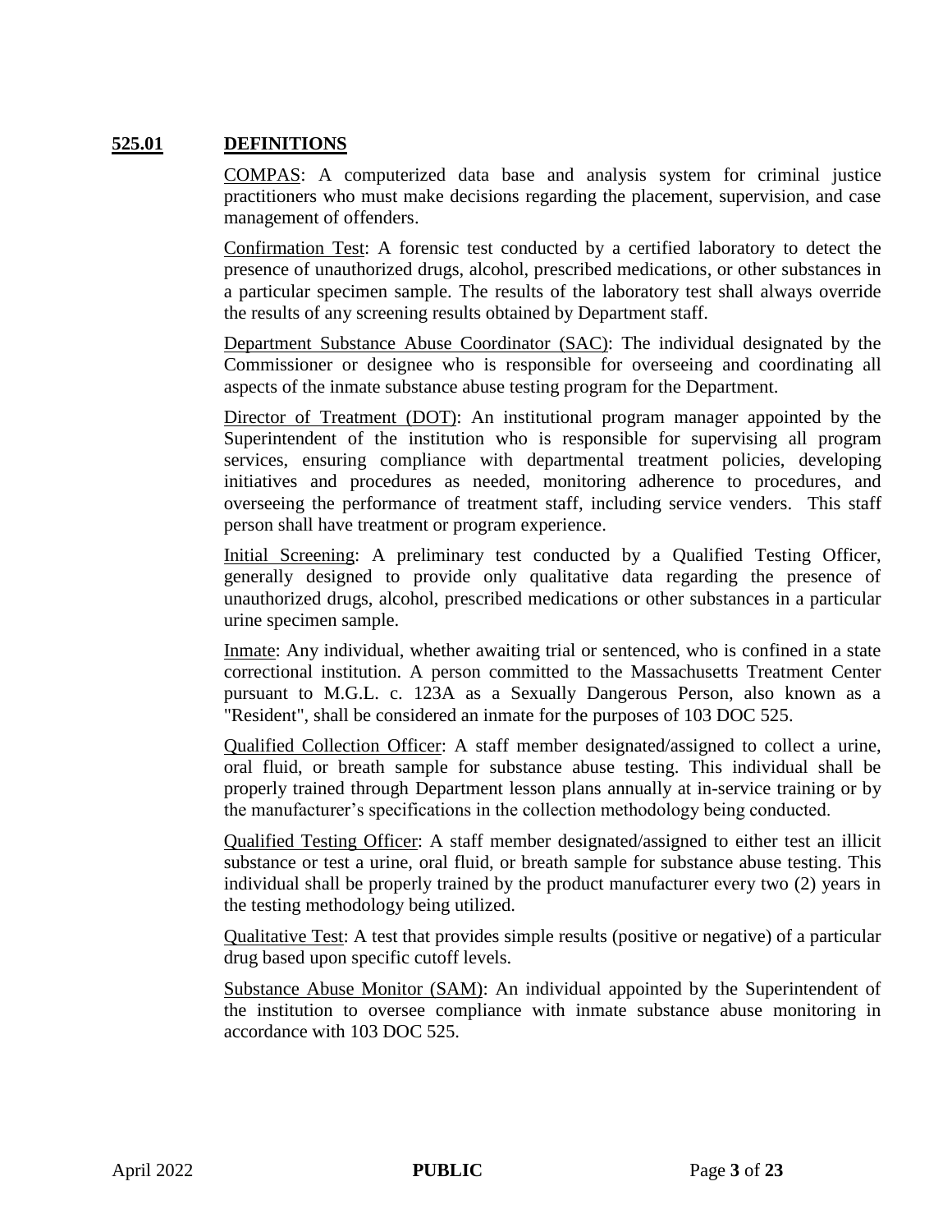## **525.01 DEFINITIONS**

COMPAS: A computerized data base and analysis system for criminal justice practitioners who must make decisions regarding the placement, supervision, and case management of offenders.

Confirmation Test: A forensic test conducted by a certified laboratory to detect the presence of unauthorized drugs, alcohol, prescribed medications, or other substances in a particular specimen sample. The results of the laboratory test shall always override the results of any screening results obtained by Department staff.

Department Substance Abuse Coordinator (SAC): The individual designated by the Commissioner or designee who is responsible for overseeing and coordinating all aspects of the inmate substance abuse testing program for the Department.

Director of Treatment (DOT): An institutional program manager appointed by the Superintendent of the institution who is responsible for supervising all program services, ensuring compliance with departmental treatment policies, developing initiatives and procedures as needed, monitoring adherence to procedures, and overseeing the performance of treatment staff, including service venders. This staff person shall have treatment or program experience.

Initial Screening: A preliminary test conducted by a Qualified Testing Officer, generally designed to provide only qualitative data regarding the presence of unauthorized drugs, alcohol, prescribed medications or other substances in a particular urine specimen sample.

Inmate: Any individual, whether awaiting trial or sentenced, who is confined in a state correctional institution. A person committed to the Massachusetts Treatment Center pursuant to M.G.L. c. 123A as a Sexually Dangerous Person, also known as a "Resident", shall be considered an inmate for the purposes of 103 DOC 525.

Qualified Collection Officer: A staff member designated/assigned to collect a urine, oral fluid, or breath sample for substance abuse testing. This individual shall be properly trained through Department lesson plans annually at in-service training or by the manufacturer's specifications in the collection methodology being conducted.

Qualified Testing Officer: A staff member designated/assigned to either test an illicit substance or test a urine, oral fluid, or breath sample for substance abuse testing. This individual shall be properly trained by the product manufacturer every two (2) years in the testing methodology being utilized.

Qualitative Test: A test that provides simple results (positive or negative) of a particular drug based upon specific cutoff levels.

Substance Abuse Monitor (SAM): An individual appointed by the Superintendent of the institution to oversee compliance with inmate substance abuse monitoring in accordance with 103 DOC 525.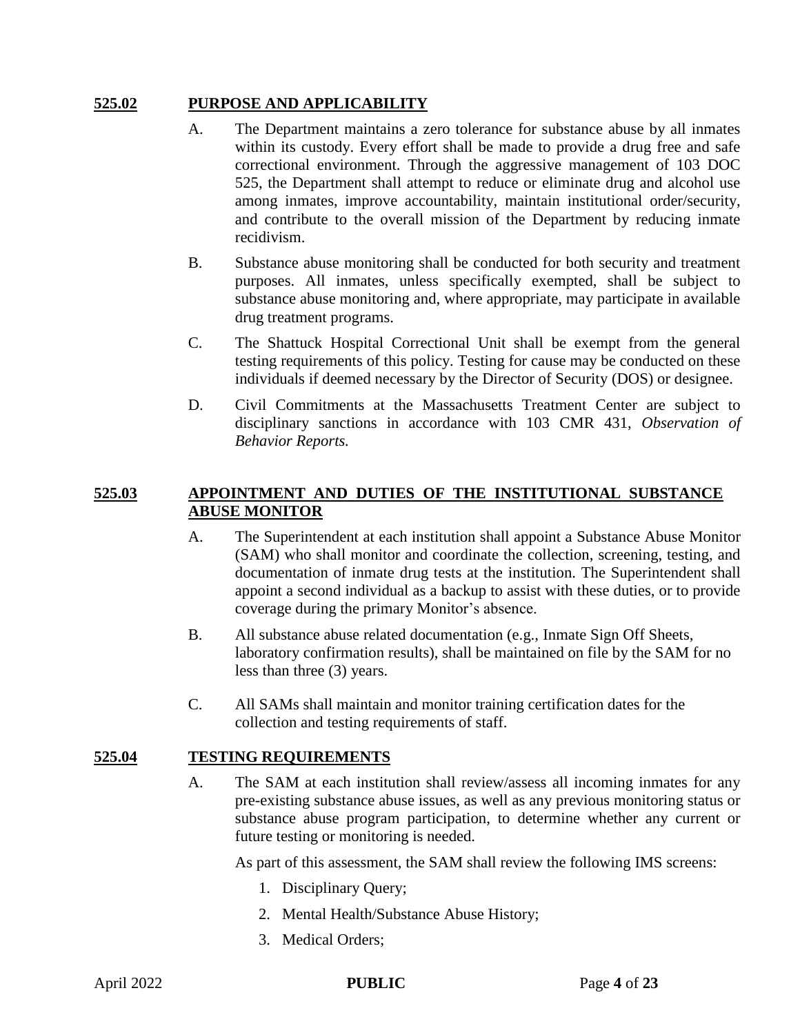## 525.02 PURPOSE AND APPLICABILITY

A. The Department maintains a zero tolerance for substance abuse by all inmates within its custody. Every effort shall be made to provide a drug free and safe correctional environment. Through the aggressive management of 103 DOC 525, the Department shall attempt to reduce or eliminate drug and alcohol use among inmates, improve accountability, maintain institutional order/security, and contribute to the overall mission of the Department by reducing inmate recidivism.

B. Substance abuse monitoring shall be conducted for both security and treatment purposes. All inmates, unless specifically exempted, shall be subject to substance abuse monitoring and, where appropriate, may participate in available drug treatment programs.

C. The Shattuck Hospital Correctional Unit shall be exempt from the general testing requirements of this policy. Testing for cause may be conducted on these individuals if deemed necessary by the Director of Security (DOS) or designee.

D. Civil Commitments at the Massachusetts Treatment Center are subject to disciplinary sanctions in accordance with 103 CMR 431, *Observation of Behavior Reports.*

## 525.03 APPOINTMENT AND DUTIES OF THE INSTITUTIONAL SUBSTANCE ABUSE MONITOR

A. The Superintendent at each institution shall appoint a Substance Abuse Monitor (SAM) who shall monitor and coordinate the collection, screening, testing, and documentation of inmate drug tests at the institution. The Superintendent shall appoint a second individual as a backup to assist with these duties, or to provide coverage during the primary Monitor's absence.

B. All substance abuse related documentation (e.g., Inmate Sign Off Sheets, laboratory confirmation results), shall be maintained on file by the SAM for no less than three (3) years.

C. All SAMs shall maintain and monitor training certification dates for the collection and testing requirements of staff.

## 525.04 TESTING REQUIREMENTS

A. The SAM at each institution shall review/assess all incoming inmates for any pre-existing substance abuse issues, as well as any previous monitoring status or substance abuse program participation, to determine whether any current or future testing or monitoring is needed.

As part of this assessment, the SAM shall review the following IMS screens:

1. Disciplinary Query;
2. Mental Health/Substance Abuse History;
3. Medical Orders;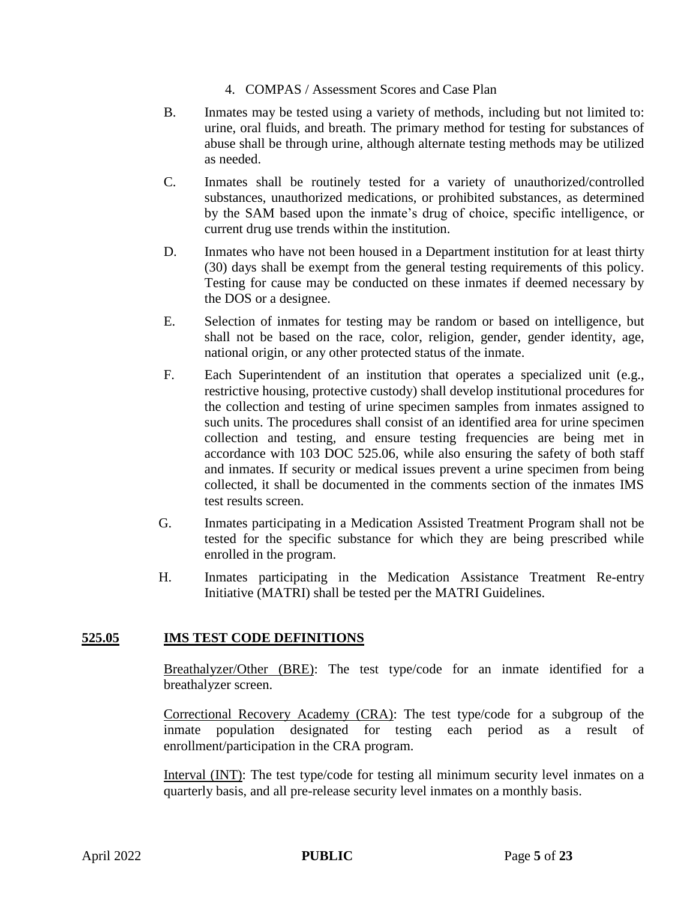4. COMPAS / Assessment Scores and Case Plan

B. Inmates may be tested using a variety of methods, including but not limited to: urine, oral fluids, and breath. The primary method for testing for substances of abuse shall be through urine, although alternate testing methods may be utilized as needed.

C. Inmates shall be routinely tested for a variety of unauthorized/controlled substances, unauthorized medications, or prohibited substances, as determined by the SAM based upon the inmate's drug of choice, specific intelligence, or current drug use trends within the institution.

D. Inmates who have not been housed in a Department institution for at least thirty (30) days shall be exempt from the general testing requirements of this policy. Testing for cause may be conducted on these inmates if deemed necessary by the DOS or a designee.

E. Selection of inmates for testing may be random or based on intelligence, but shall not be based on the race, color, religion, gender, gender identity, age, national origin, or any other protected status of the inmate.

F. Each Superintendent of an institution that operates a specialized unit (e.g., restrictive housing, protective custody) shall develop institutional procedures for the collection and testing of urine specimen samples from inmates assigned to such units. The procedures shall consist of an identified area for urine specimen collection and testing, and ensure testing frequencies are being met in accordance with 103 DOC 525.06, while also ensuring the safety of both staff and inmates. If security or medical issues prevent a urine specimen from being collected, it shall be documented in the comments section of the inmates IMS test results screen.

G. Inmates participating in a Medication Assisted Treatment Program shall not be tested for the specific substance for which they are being prescribed while enrolled in the program.

H. Inmates participating in the Medication Assistance Treatment Re-entry Initiative (MATRI) shall be tested per the MATRI Guidelines.

## 525.05 IMS TEST CODE DEFINITIONS

Breathalyzer/Other (BRE): The test type/code for an inmate identified for a breathalyzer screen.

Correctional Recovery Academy (CRA): The test type/code for a subgroup of the inmate population designated for testing each period as a result of enrollment/participation in the CRA program.

Interval (INT): The test type/code for testing all minimum security level inmates on a quarterly basis, and all pre-release security level inmates on a monthly basis.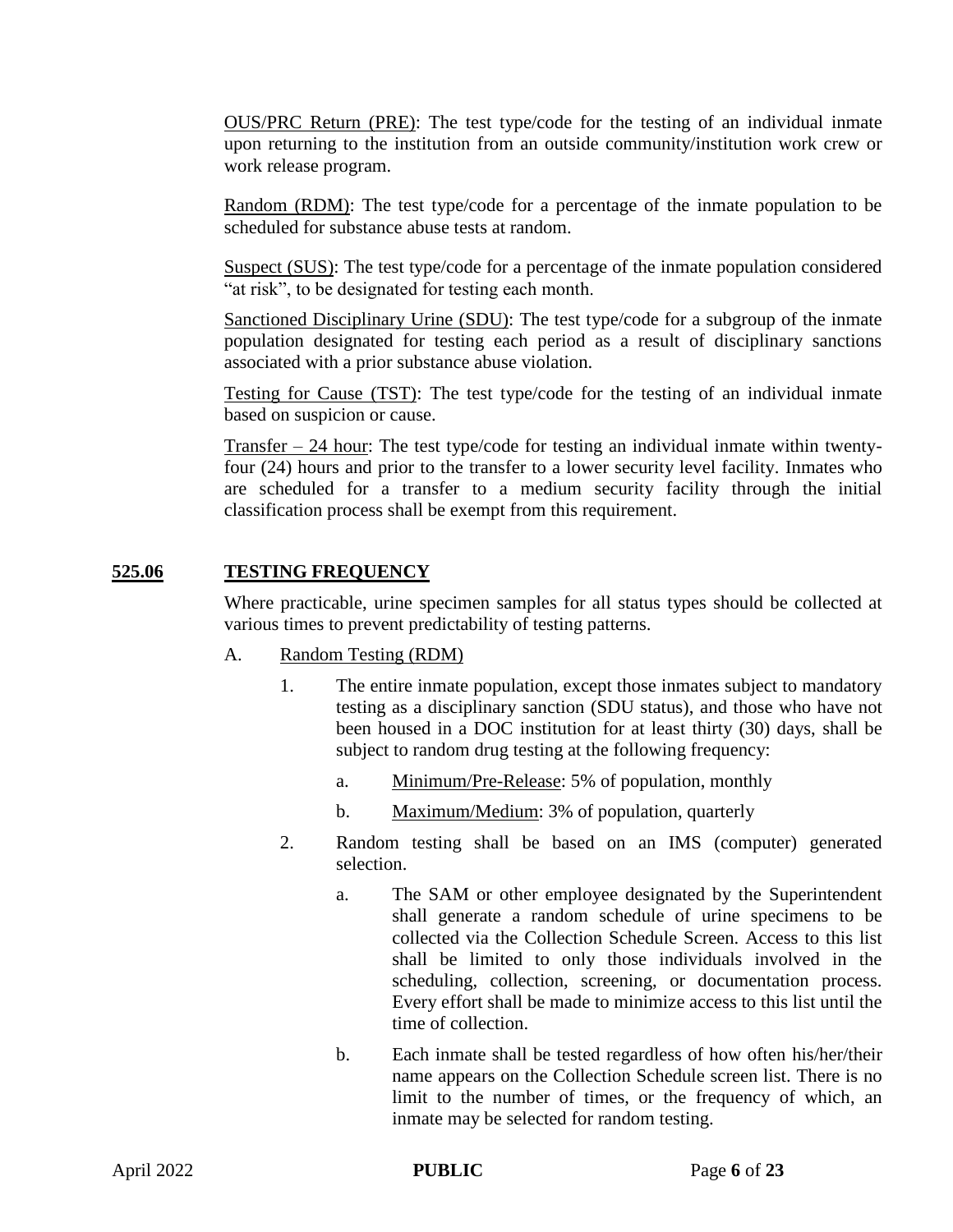<u>OUS/PRC Return (PRE)</u>: The test type/code for the testing of an individual inmate upon returning to the institution from an outside community/institution work crew or work release program.

<u>Random (RDM)</u>: The test type/code for a percentage of the inmate population to be scheduled for substance abuse tests at random.

<u>Suspect (SUS)</u>: The test type/code for a percentage of the inmate population considered "at risk", to be designated for testing each month.

<u>Sanctioned Disciplinary Urine (SDU)</u>: The test type/code for a subgroup of the inmate population designated for testing each period as a result of disciplinary sanctions associated with a prior substance abuse violation.

<u>Testing for Cause (TST)</u>: The test type/code for the testing of an individual inmate based on suspicion or cause.

<u>Transfer – 24 hour</u>: The test type/code for testing an individual inmate within twenty-four (24) hours and prior to the transfer to a lower security level facility. Inmates who are scheduled for a transfer to a medium security facility through the initial classification process shall be exempt from this requirement.

## 525.06 TESTING FREQUENCY

Where practicable, urine specimen samples for all status types should be collected at various times to prevent predictability of testing patterns.

A. <u>Random Testing (RDM)</u>

1. The entire inmate population, except those inmates subject to mandatory testing as a disciplinary sanction (SDU status), and those who have not been housed in a DOC institution for at least thirty (30) days, shall be subject to random drug testing at the following frequency:
    - a. <u>Minimum/Pre-Release</u>: 5% of population, monthly
    - b. <u>Maximum/Medium</u>: 3% of population, quarterly
2. Random testing shall be based on an IMS (computer) generated selection.
    - a. The SAM or other employee designated by the Superintendent shall generate a random schedule of urine specimens to be collected via the Collection Schedule Screen. Access to this list shall be limited to only those individuals involved in the scheduling, collection, screening, or documentation process. Every effort shall be made to minimize access to this list until the time of collection.
    - b. Each inmate shall be tested regardless of how often his/her/their name appears on the Collection Schedule screen list. There is no limit to the number of times, or the frequency of which, an inmate may be selected for random testing.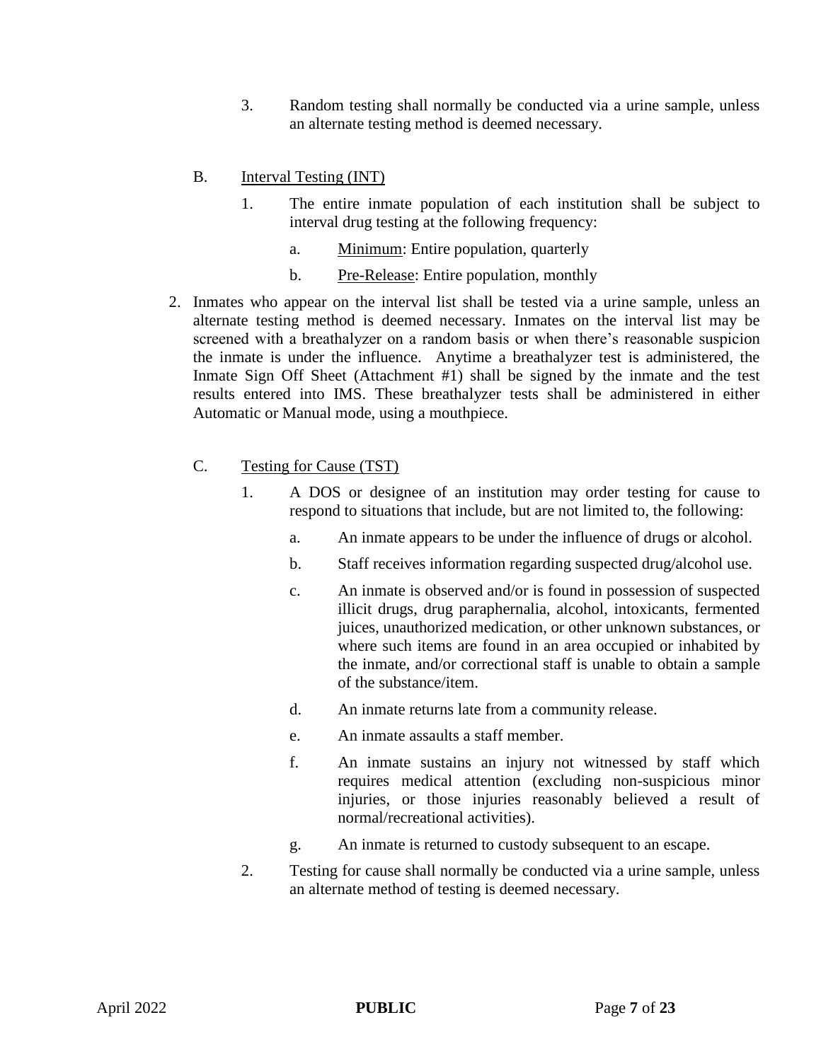3. Random testing shall normally be conducted via a urine sample, unless an alternate testing method is deemed necessary.

B. <u>Interval Testing (INT)</u>

1. The entire inmate population of each institution shall be subject to interval drug testing at the following frequency:

    a. <u>Minimum</u>: Entire population, quarterly

    b. <u>Pre-Release</u>: Entire population, monthly

2. Inmates who appear on the interval list shall be tested via a urine sample, unless an alternate testing method is deemed necessary. Inmates on the interval list may be screened with a breathalyzer on a random basis or when there's reasonable suspicion the inmate is under the influence. Anytime a breathalyzer test is administered, the Inmate Sign Off Sheet (Attachment #1) shall be signed by the inmate and the test results entered into IMS. These breathalyzer tests shall be administered in either Automatic or Manual mode, using a mouthpiece.

C. <u>Testing for Cause (TST)</u>

1. A DOS or designee of an institution may order testing for cause to respond to situations that include, but are not limited to, the following:

    a. An inmate appears to be under the influence of drugs or alcohol.

    b. Staff receives information regarding suspected drug/alcohol use.

    c. An inmate is observed and/or is found in possession of suspected illicit drugs, drug paraphernalia, alcohol, intoxicants, fermented juices, unauthorized medication, or other unknown substances, or where such items are found in an area occupied or inhabited by the inmate, and/or correctional staff is unable to obtain a sample of the substance/item.

    d. An inmate returns late from a community release.

    e. An inmate assaults a staff member.

    f. An inmate sustains an injury not witnessed by staff which requires medical attention (excluding non-suspicious minor injuries, or those injuries reasonably believed a result of normal/recreational activities).

    g. An inmate is returned to custody subsequent to an escape.

2. Testing for cause shall normally be conducted via a urine sample, unless an alternate method of testing is deemed necessary.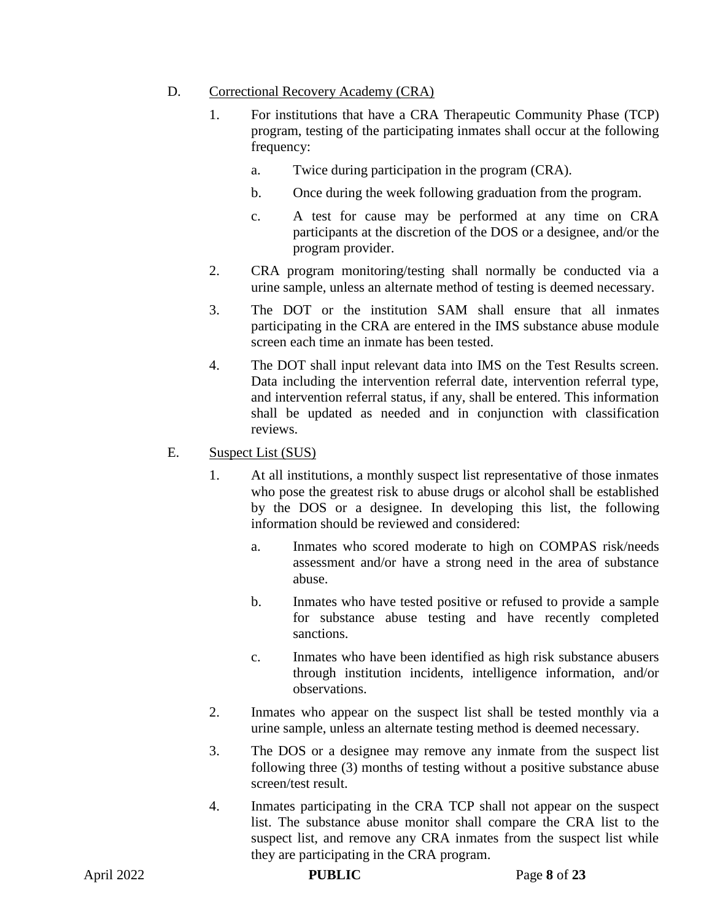D. <u>Correctional Recovery Academy (CRA)</u>

1. For institutions that have a CRA Therapeutic Community Phase (TCP) program, testing of the participating inmates shall occur at the following frequency:

   a. Twice during participation in the program (CRA).

   b. Once during the week following graduation from the program.

   c. A test for cause may be performed at any time on CRA participants at the discretion of the DOS or a designee, and/or the program provider.

2. CRA program monitoring/testing shall normally be conducted via a urine sample, unless an alternate method of testing is deemed necessary.

3. The DOT or the institution SAM shall ensure that all inmates participating in the CRA are entered in the IMS substance abuse module screen each time an inmate has been tested.

4. The DOT shall input relevant data into IMS on the Test Results screen. Data including the intervention referral date, intervention referral type, and intervention referral status, if any, shall be entered. This information shall be updated as needed and in conjunction with classification reviews.

E. <u>Suspect List (SUS)</u>

1. At all institutions, a monthly suspect list representative of those inmates who pose the greatest risk to abuse drugs or alcohol shall be established by the DOS or a designee. In developing this list, the following information should be reviewed and considered:

   a. Inmates who scored moderate to high on COMPAS risk/needs assessment and/or have a strong need in the area of substance abuse.

   b. Inmates who have tested positive or refused to provide a sample for substance abuse testing and have recently completed sanctions.

   c. Inmates who have been identified as high risk substance abusers through institution incidents, intelligence information, and/or observations.

2. Inmates who appear on the suspect list shall be tested monthly via a urine sample, unless an alternate testing method is deemed necessary.

3. The DOS or a designee may remove any inmate from the suspect list following three (3) months of testing without a positive substance abuse screen/test result.

4. Inmates participating in the CRA TCP shall not appear on the suspect list. The substance abuse monitor shall compare the CRA list to the suspect list, and remove any CRA inmates from the suspect list while they are participating in the CRA program.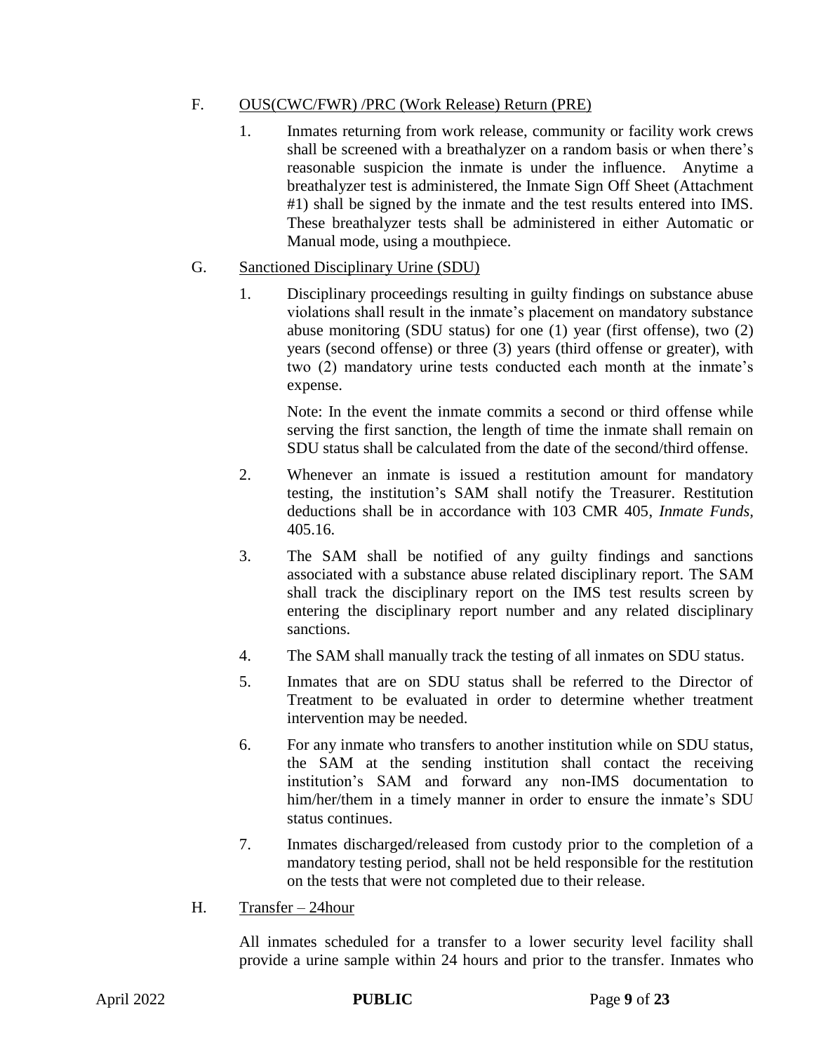F. <u>OUS(CWC/FWR) /PRC (Work Release) Return (PRE)</u>

1. Inmates returning from work release, community or facility work crews shall be screened with a breathalyzer on a random basis or when there's reasonable suspicion the inmate is under the influence. Anytime a breathalyzer test is administered, the Inmate Sign Off Sheet (Attachment #1) shall be signed by the inmate and the test results entered into IMS. These breathalyzer tests shall be administered in either Automatic or Manual mode, using a mouthpiece.

G. <u>Sanctioned Disciplinary Urine (SDU)</u>

1. Disciplinary proceedings resulting in guilty findings on substance abuse violations shall result in the inmate's placement on mandatory substance abuse monitoring (SDU status) for one (1) year (first offense), two (2) years (second offense) or three (3) years (third offense or greater), with two (2) mandatory urine tests conducted each month at the inmate's expense.

   Note: In the event the inmate commits a second or third offense while serving the first sanction, the length of time the inmate shall remain on SDU status shall be calculated from the date of the second/third offense.

2. Whenever an inmate is issued a restitution amount for mandatory testing, the institution's SAM shall notify the Treasurer. Restitution deductions shall be in accordance with 103 CMR 405, *Inmate Funds*, 405.16.

3. The SAM shall be notified of any guilty findings and sanctions associated with a substance abuse related disciplinary report. The SAM shall track the disciplinary report on the IMS test results screen by entering the disciplinary report number and any related disciplinary sanctions.

4. The SAM shall manually track the testing of all inmates on SDU status.

5. Inmates that are on SDU status shall be referred to the Director of Treatment to be evaluated in order to determine whether treatment intervention may be needed.

6. For any inmate who transfers to another institution while on SDU status, the SAM at the sending institution shall contact the receiving institution's SAM and forward any non-IMS documentation to him/her/them in a timely manner in order to ensure the inmate's SDU status continues.

7. Inmates discharged/released from custody prior to the completion of a mandatory testing period, shall not be held responsible for the restitution on the tests that were not completed due to their release.

H. <u>Transfer – 24hour</u>

All inmates scheduled for a transfer to a lower security level facility shall provide a urine sample within 24 hours and prior to the transfer. Inmates who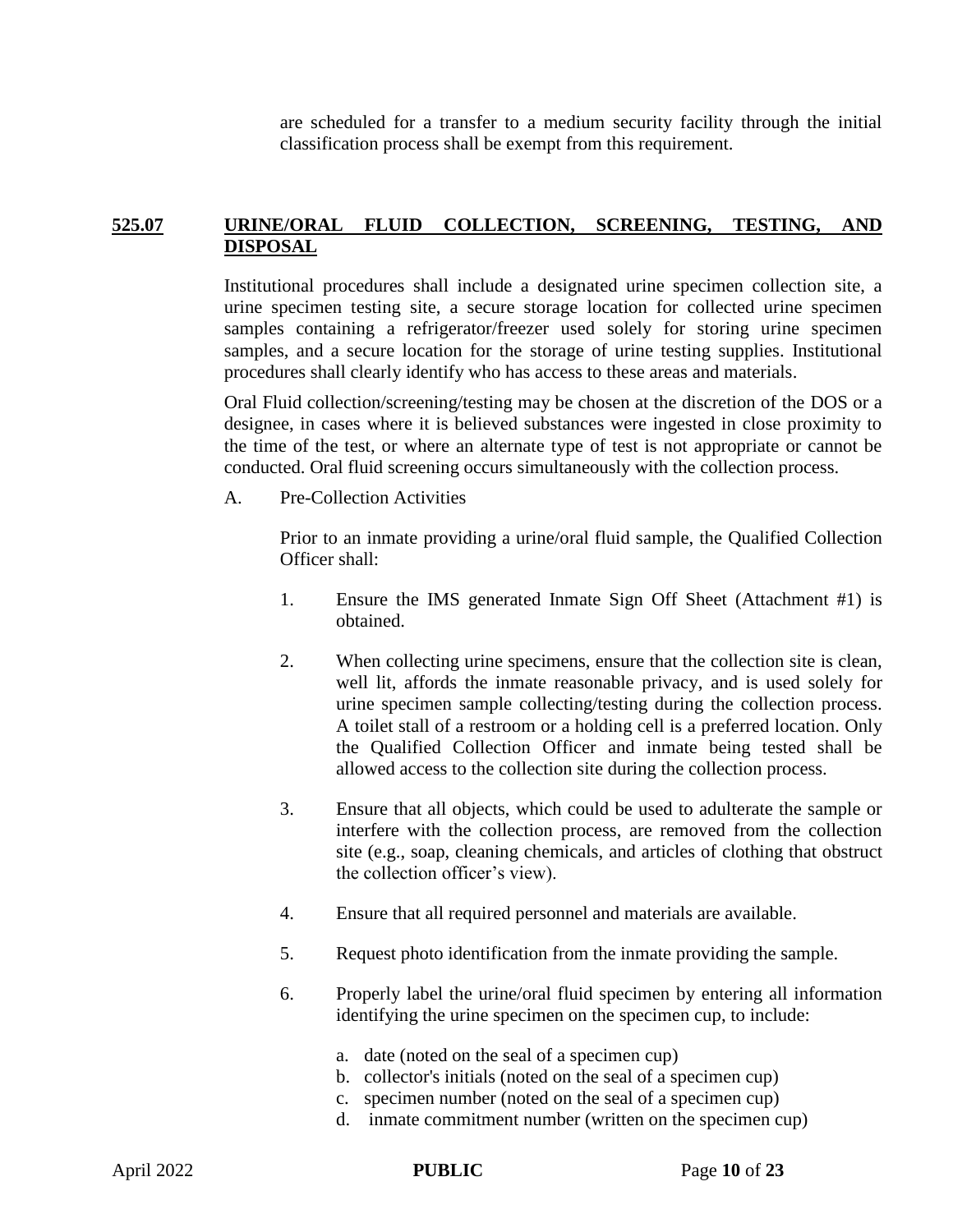are scheduled for a transfer to a medium security facility through the initial classification process shall be exempt from this requirement.

## 525.07 URINE/ORAL FLUID COLLECTION, SCREENING, TESTING, AND DISPOSAL

Institutional procedures shall include a designated urine specimen collection site, a urine specimen testing site, a secure storage location for collected urine specimen samples containing a refrigerator/freezer used solely for storing urine specimen samples, and a secure location for the storage of urine testing supplies. Institutional procedures shall clearly identify who has access to these areas and materials.

Oral Fluid collection/screening/testing may be chosen at the discretion of the DOS or a designee, in cases where it is believed substances were ingested in close proximity to the time of the test, or where an alternate type of test is not appropriate or cannot be conducted. Oral fluid screening occurs simultaneously with the collection process.

A. Pre-Collection Activities

Prior to an inmate providing a urine/oral fluid sample, the Qualified Collection Officer shall:

1. Ensure the IMS generated Inmate Sign Off Sheet (Attachment #1) is obtained.

2. When collecting urine specimens, ensure that the collection site is clean, well lit, affords the inmate reasonable privacy, and is used solely for urine specimen sample collecting/testing during the collection process. A toilet stall of a restroom or a holding cell is a preferred location. Only the Qualified Collection Officer and inmate being tested shall be allowed access to the collection site during the collection process.

3. Ensure that all objects, which could be used to adulterate the sample or interfere with the collection process, are removed from the collection site (e.g., soap, cleaning chemicals, and articles of clothing that obstruct the collection officer's view).

4. Ensure that all required personnel and materials are available.

5. Request photo identification from the inmate providing the sample.

6. Properly label the urine/oral fluid specimen by entering all information identifying the urine specimen on the specimen cup, to include:

   a. date (noted on the seal of a specimen cup)
   b. collector's initials (noted on the seal of a specimen cup)
   c. specimen number (noted on the seal of a specimen cup)
   d. inmate commitment number (written on the specimen cup)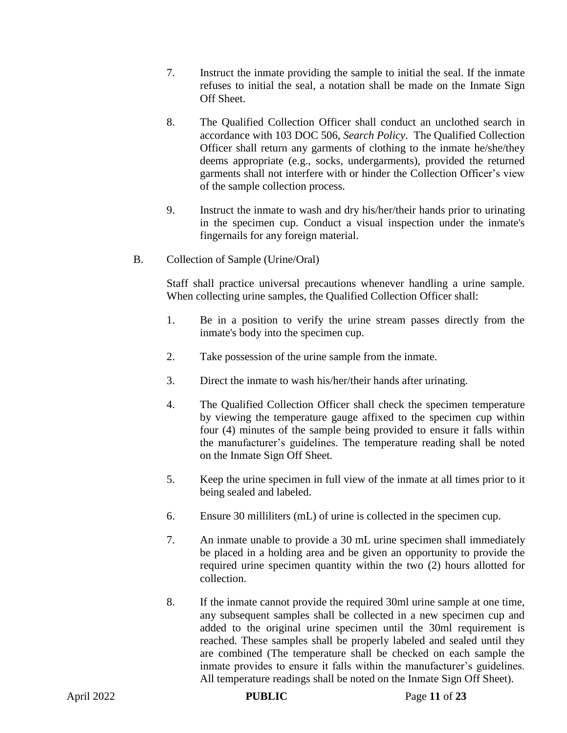7. Instruct the inmate providing the sample to initial the seal. If the inmate refuses to initial the seal, a notation shall be made on the Inmate Sign Off Sheet.

8. The Qualified Collection Officer shall conduct an unclothed search in accordance with 103 DOC 506, *Search Policy*. The Qualified Collection Officer shall return any garments of clothing to the inmate he/she/they deems appropriate (e.g., socks, undergarments), provided the returned garments shall not interfere with or hinder the Collection Officer's view of the sample collection process.

9. Instruct the inmate to wash and dry his/her/their hands prior to urinating in the specimen cup. Conduct a visual inspection under the inmate's fingernails for any foreign material.

B. Collection of Sample (Urine/Oral)

Staff shall practice universal precautions whenever handling a urine sample. When collecting urine samples, the Qualified Collection Officer shall:

1. Be in a position to verify the urine stream passes directly from the inmate's body into the specimen cup.

2. Take possession of the urine sample from the inmate.

3. Direct the inmate to wash his/her/their hands after urinating.

4. The Qualified Collection Officer shall check the specimen temperature by viewing the temperature gauge affixed to the specimen cup within four (4) minutes of the sample being provided to ensure it falls within the manufacturer's guidelines. The temperature reading shall be noted on the Inmate Sign Off Sheet.

5. Keep the urine specimen in full view of the inmate at all times prior to it being sealed and labeled.

6. Ensure 30 milliliters (mL) of urine is collected in the specimen cup.

7. An inmate unable to provide a 30 mL urine specimen shall immediately be placed in a holding area and be given an opportunity to provide the required urine specimen quantity within the two (2) hours allotted for collection.

8. If the inmate cannot provide the required 30ml urine sample at one time, any subsequent samples shall be collected in a new specimen cup and added to the original urine specimen until the 30ml requirement is reached. These samples shall be properly labeled and sealed until they are combined (The temperature shall be checked on each sample the inmate provides to ensure it falls within the manufacturer's guidelines. All temperature readings shall be noted on the Inmate Sign Off Sheet).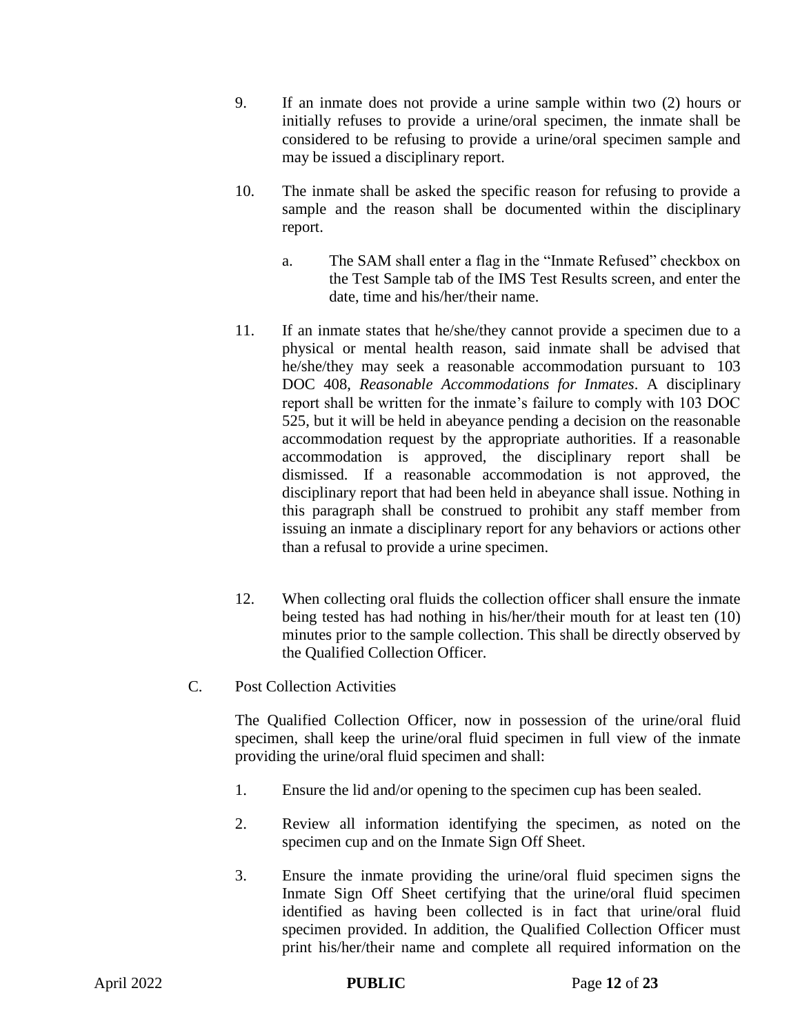9. If an inmate does not provide a urine sample within two (2) hours or initially refuses to provide a urine/oral specimen, the inmate shall be considered to be refusing to provide a urine/oral specimen sample and may be issued a disciplinary report.

10. The inmate shall be asked the specific reason for refusing to provide a sample and the reason shall be documented within the disciplinary report.

    a. The SAM shall enter a flag in the "Inmate Refused" checkbox on the Test Sample tab of the IMS Test Results screen, and enter the date, time and his/her/their name.

11. If an inmate states that he/she/they cannot provide a specimen due to a physical or mental health reason, said inmate shall be advised that he/she/they may seek a reasonable accommodation pursuant to 103 DOC 408, *Reasonable Accommodations for Inmates*. A disciplinary report shall be written for the inmate's failure to comply with 103 DOC 525, but it will be held in abeyance pending a decision on the reasonable accommodation request by the appropriate authorities. If a reasonable accommodation is approved, the disciplinary report shall be dismissed. If a reasonable accommodation is not approved, the disciplinary report that had been held in abeyance shall issue. Nothing in this paragraph shall be construed to prohibit any staff member from issuing an inmate a disciplinary report for any behaviors or actions other than a refusal to provide a urine specimen.

12. When collecting oral fluids the collection officer shall ensure the inmate being tested has had nothing in his/her/their mouth for at least ten (10) minutes prior to the sample collection. This shall be directly observed by the Qualified Collection Officer.

C. Post Collection Activities

The Qualified Collection Officer, now in possession of the urine/oral fluid specimen, shall keep the urine/oral fluid specimen in full view of the inmate providing the urine/oral fluid specimen and shall:

1. Ensure the lid and/or opening to the specimen cup has been sealed.

2. Review all information identifying the specimen, as noted on the specimen cup and on the Inmate Sign Off Sheet.

3. Ensure the inmate providing the urine/oral fluid specimen signs the Inmate Sign Off Sheet certifying that the urine/oral fluid specimen identified as having been collected is in fact that urine/oral fluid specimen provided. In addition, the Qualified Collection Officer must print his/her/their name and complete all required information on the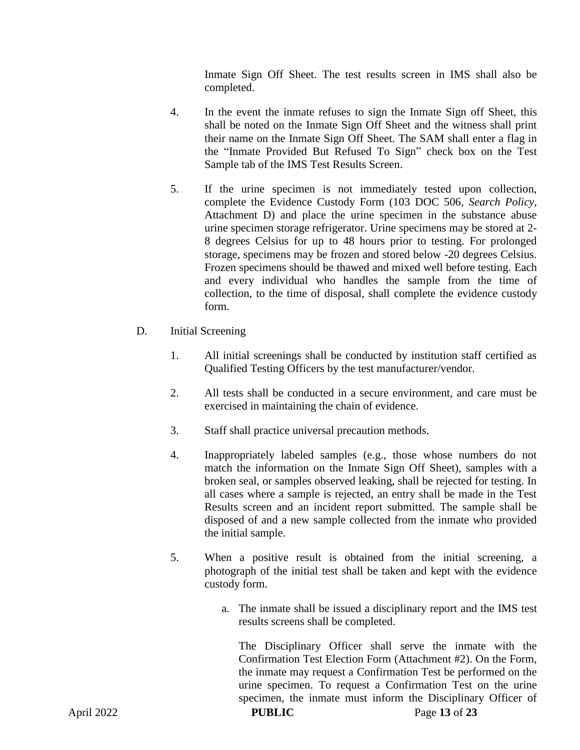Inmate Sign Off Sheet. The test results screen in IMS shall also be completed.

4. In the event the inmate refuses to sign the Inmate Sign off Sheet, this shall be noted on the Inmate Sign Off Sheet and the witness shall print their name on the Inmate Sign Off Sheet. The SAM shall enter a flag in the "Inmate Provided But Refused To Sign" check box on the Test Sample tab of the IMS Test Results Screen.

5. If the urine specimen is not immediately tested upon collection, complete the Evidence Custody Form (103 DOC 506, *Search Policy,* Attachment D) and place the urine specimen in the substance abuse urine specimen storage refrigerator. Urine specimens may be stored at 2-8 degrees Celsius for up to 48 hours prior to testing. For prolonged storage, specimens may be frozen and stored below -20 degrees Celsius. Frozen specimens should be thawed and mixed well before testing. Each and every individual who handles the sample from the time of collection, to the time of disposal, shall complete the evidence custody form.

D. Initial Screening

1. All initial screenings shall be conducted by institution staff certified as Qualified Testing Officers by the test manufacturer/vendor.

2. All tests shall be conducted in a secure environment, and care must be exercised in maintaining the chain of evidence.

3. Staff shall practice universal precaution methods.

4. Inappropriately labeled samples (e.g., those whose numbers do not match the information on the Inmate Sign Off Sheet), samples with a broken seal, or samples observed leaking, shall be rejected for testing. In all cases where a sample is rejected, an entry shall be made in the Test Results screen and an incident report submitted. The sample shall be disposed of and a new sample collected from the inmate who provided the initial sample.

5. When a positive result is obtained from the initial screening, a photograph of the initial test shall be taken and kept with the evidence custody form.

   a. The inmate shall be issued a disciplinary report and the IMS test results screens shall be completed.

   The Disciplinary Officer shall serve the inmate with the Confirmation Test Election Form (Attachment #2). On the Form, the inmate may request a Confirmation Test be performed on the urine specimen. To request a Confirmation Test on the urine specimen, the inmate must inform the Disciplinary Officer of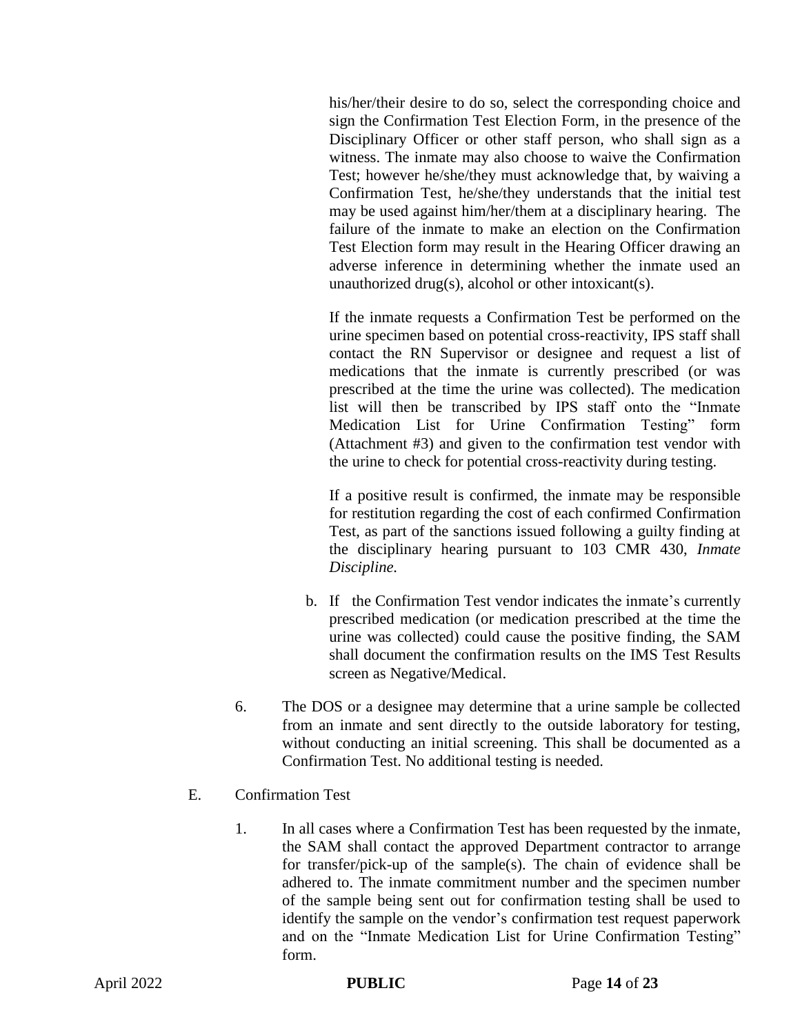his/her/their desire to do so, select the corresponding choice and sign the Confirmation Test Election Form, in the presence of the Disciplinary Officer or other staff person, who shall sign as a witness. The inmate may also choose to waive the Confirmation Test; however he/she/they must acknowledge that, by waiving a Confirmation Test, he/she/they understands that the initial test may be used against him/her/them at a disciplinary hearing. The failure of the inmate to make an election on the Confirmation Test Election form may result in the Hearing Officer drawing an adverse inference in determining whether the inmate used an unauthorized drug(s), alcohol or other intoxicant(s).

If the inmate requests a Confirmation Test be performed on the urine specimen based on potential cross-reactivity, IPS staff shall contact the RN Supervisor or designee and request a list of medications that the inmate is currently prescribed (or was prescribed at the time the urine was collected). The medication list will then be transcribed by IPS staff onto the "Inmate Medication List for Urine Confirmation Testing" form (Attachment #3) and given to the confirmation test vendor with the urine to check for potential cross-reactivity during testing.

If a positive result is confirmed, the inmate may be responsible for restitution regarding the cost of each confirmed Confirmation Test, as part of the sanctions issued following a guilty finding at the disciplinary hearing pursuant to 103 CMR 430, *Inmate Discipline.*

b. If the Confirmation Test vendor indicates the inmate's currently prescribed medication (or medication prescribed at the time the urine was collected) could cause the positive finding, the SAM shall document the confirmation results on the IMS Test Results screen as Negative/Medical.

6. The DOS or a designee may determine that a urine sample be collected from an inmate and sent directly to the outside laboratory for testing, without conducting an initial screening. This shall be documented as a Confirmation Test. No additional testing is needed.

E. Confirmation Test

1. In all cases where a Confirmation Test has been requested by the inmate, the SAM shall contact the approved Department contractor to arrange for transfer/pick-up of the sample(s). The chain of evidence shall be adhered to. The inmate commitment number and the specimen number of the sample being sent out for confirmation testing shall be used to identify the sample on the vendor's confirmation test request paperwork and on the "Inmate Medication List for Urine Confirmation Testing" form.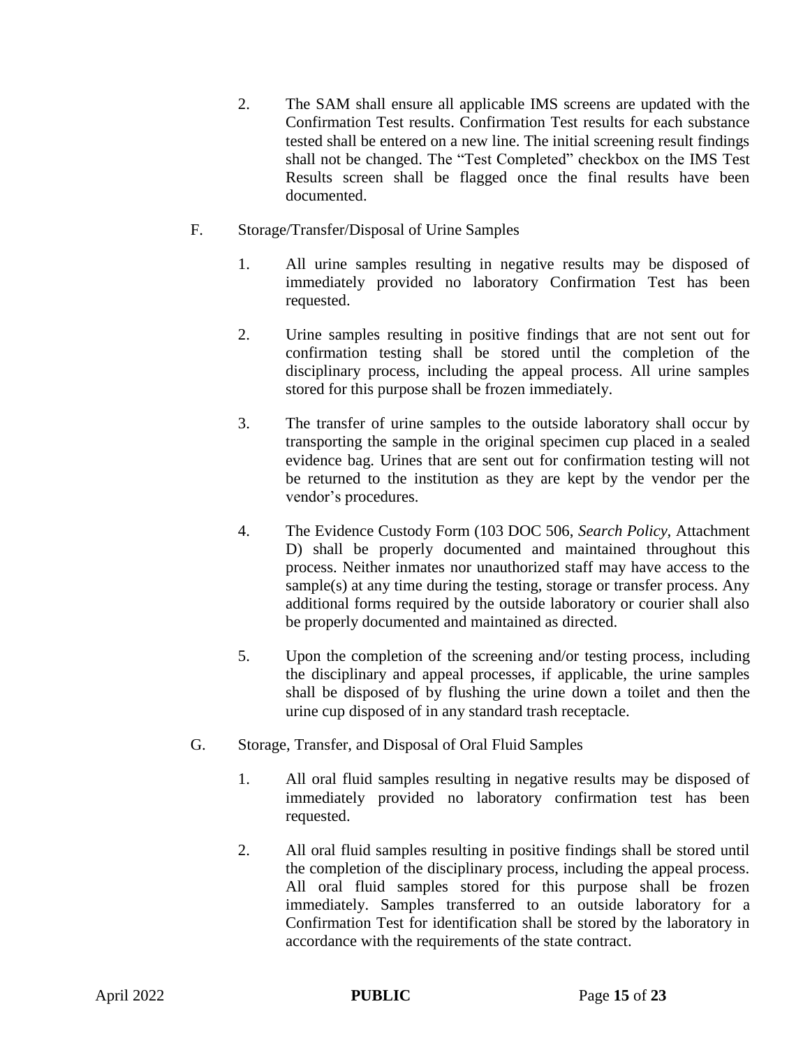2. The SAM shall ensure all applicable IMS screens are updated with the Confirmation Test results. Confirmation Test results for each substance tested shall be entered on a new line. The initial screening result findings shall not be changed. The "Test Completed" checkbox on the IMS Test Results screen shall be flagged once the final results have been documented.

F. Storage/Transfer/Disposal of Urine Samples

1. All urine samples resulting in negative results may be disposed of immediately provided no laboratory Confirmation Test has been requested.

2. Urine samples resulting in positive findings that are not sent out for confirmation testing shall be stored until the completion of the disciplinary process, including the appeal process. All urine samples stored for this purpose shall be frozen immediately.

3. The transfer of urine samples to the outside laboratory shall occur by transporting the sample in the original specimen cup placed in a sealed evidence bag. Urines that are sent out for confirmation testing will not be returned to the institution as they are kept by the vendor per the vendor's procedures.

4. The Evidence Custody Form (103 DOC 506, *Search Policy,* Attachment D) shall be properly documented and maintained throughout this process. Neither inmates nor unauthorized staff may have access to the sample(s) at any time during the testing, storage or transfer process. Any additional forms required by the outside laboratory or courier shall also be properly documented and maintained as directed.

5. Upon the completion of the screening and/or testing process, including the disciplinary and appeal processes, if applicable, the urine samples shall be disposed of by flushing the urine down a toilet and then the urine cup disposed of in any standard trash receptacle.

G. Storage, Transfer, and Disposal of Oral Fluid Samples

1. All oral fluid samples resulting in negative results may be disposed of immediately provided no laboratory confirmation test has been requested.

2. All oral fluid samples resulting in positive findings shall be stored until the completion of the disciplinary process, including the appeal process. All oral fluid samples stored for this purpose shall be frozen immediately. Samples transferred to an outside laboratory for a Confirmation Test for identification shall be stored by the laboratory in accordance with the requirements of the state contract.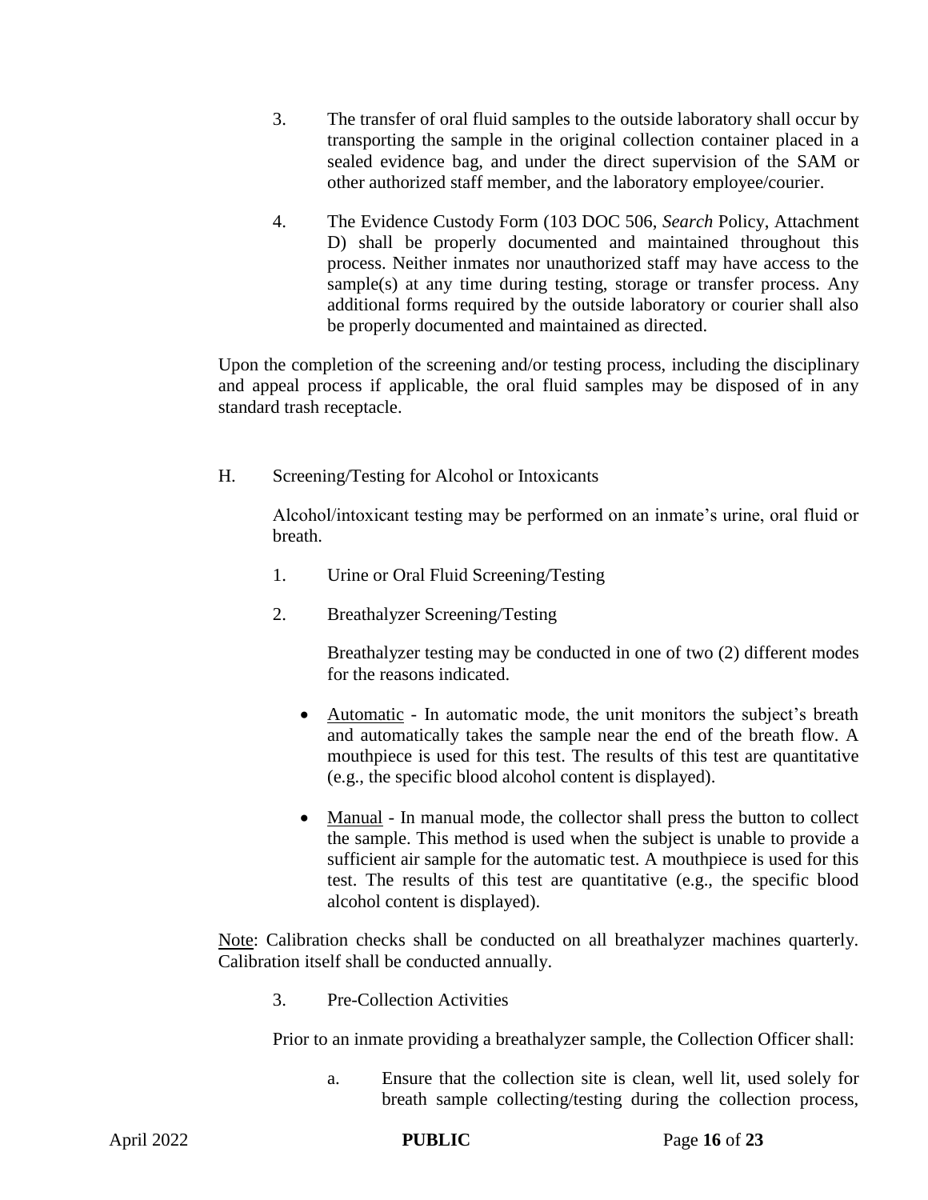3. The transfer of oral fluid samples to the outside laboratory shall occur by transporting the sample in the original collection container placed in a sealed evidence bag, and under the direct supervision of the SAM or other authorized staff member, and the laboratory employee/courier.

4. The Evidence Custody Form (103 DOC 506, *Search* Policy, Attachment D) shall be properly documented and maintained throughout this process. Neither inmates nor unauthorized staff may have access to the sample(s) at any time during testing, storage or transfer process. Any additional forms required by the outside laboratory or courier shall also be properly documented and maintained as directed.

Upon the completion of the screening and/or testing process, including the disciplinary and appeal process if applicable, the oral fluid samples may be disposed of in any standard trash receptacle.

H. Screening/Testing for Alcohol or Intoxicants

Alcohol/intoxicant testing may be performed on an inmate's urine, oral fluid or breath.

1. Urine or Oral Fluid Screening/Testing

2. Breathalyzer Screening/Testing

Breathalyzer testing may be conducted in one of two (2) different modes for the reasons indicated.

- Automatic - In automatic mode, the unit monitors the subject's breath and automatically takes the sample near the end of the breath flow. A mouthpiece is used for this test. The results of this test are quantitative (e.g., the specific blood alcohol content is displayed).

- Manual - In manual mode, the collector shall press the button to collect the sample. This method is used when the subject is unable to provide a sufficient air sample for the automatic test. A mouthpiece is used for this test. The results of this test are quantitative (e.g., the specific blood alcohol content is displayed).

Note: Calibration checks shall be conducted on all breathalyzer machines quarterly. Calibration itself shall be conducted annually.

3. Pre-Collection Activities

Prior to an inmate providing a breathalyzer sample, the Collection Officer shall:

a. Ensure that the collection site is clean, well lit, used solely for breath sample collecting/testing during the collection process,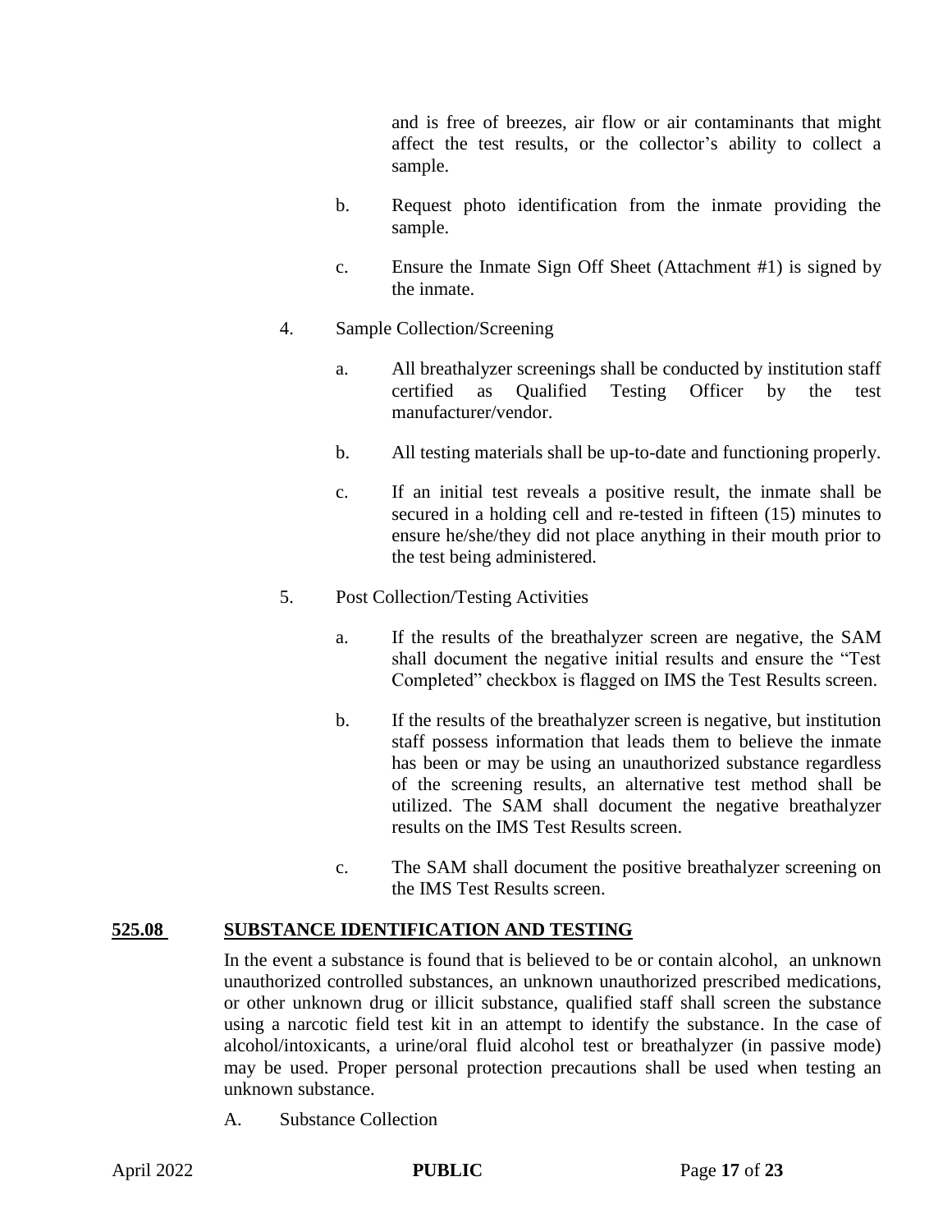and is free of breezes, air flow or air contaminants that might affect the test results, or the collector's ability to collect a sample.

b. Request photo identification from the inmate providing the sample.

c. Ensure the Inmate Sign Off Sheet (Attachment #1) is signed by the inmate.

4. Sample Collection/Screening

a. All breathalyzer screenings shall be conducted by institution staff certified as Qualified Testing Officer by the test manufacturer/vendor.

b. All testing materials shall be up-to-date and functioning properly.

c. If an initial test reveals a positive result, the inmate shall be secured in a holding cell and re-tested in fifteen (15) minutes to ensure he/she/they did not place anything in their mouth prior to the test being administered.

5. Post Collection/Testing Activities

a. If the results of the breathalyzer screen are negative, the SAM shall document the negative initial results and ensure the "Test Completed" checkbox is flagged on IMS the Test Results screen.

b. If the results of the breathalyzer screen is negative, but institution staff possess information that leads them to believe the inmate has been or may be using an unauthorized substance regardless of the screening results, an alternative test method shall be utilized. The SAM shall document the negative breathalyzer results on the IMS Test Results screen.

c. The SAM shall document the positive breathalyzer screening on the IMS Test Results screen.

## 525.08 SUBSTANCE IDENTIFICATION AND TESTING

In the event a substance is found that is believed to be or contain alcohol, an unknown unauthorized controlled substances, an unknown unauthorized prescribed medications, or other unknown drug or illicit substance, qualified staff shall screen the substance using a narcotic field test kit in an attempt to identify the substance. In the case of alcohol/intoxicants, a urine/oral fluid alcohol test or breathalyzer (in passive mode) may be used. Proper personal protection precautions shall be used when testing an unknown substance.

A. Substance Collection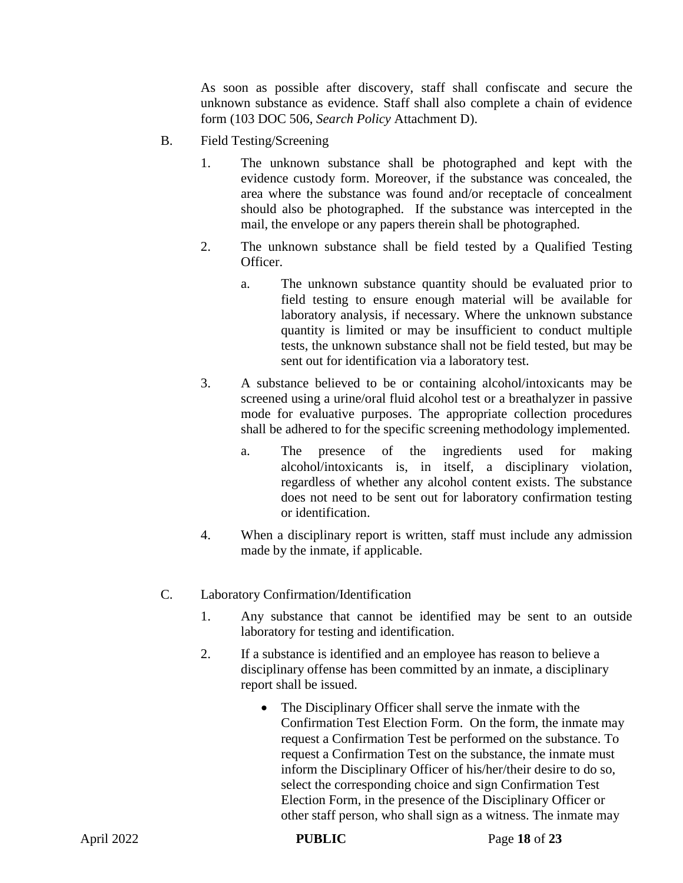As soon as possible after discovery, staff shall confiscate and secure the unknown substance as evidence. Staff shall also complete a chain of evidence form (103 DOC 506, *Search Policy* Attachment D).

B. Field Testing/Screening

1. The unknown substance shall be photographed and kept with the evidence custody form. Moreover, if the substance was concealed, the area where the substance was found and/or receptacle of concealment should also be photographed. If the substance was intercepted in the mail, the envelope or any papers therein shall be photographed.

2. The unknown substance shall be field tested by a Qualified Testing Officer.

   a. The unknown substance quantity should be evaluated prior to field testing to ensure enough material will be available for laboratory analysis, if necessary. Where the unknown substance quantity is limited or may be insufficient to conduct multiple tests, the unknown substance shall not be field tested, but may be sent out for identification via a laboratory test.

3. A substance believed to be or containing alcohol/intoxicants may be screened using a urine/oral fluid alcohol test or a breathalyzer in passive mode for evaluative purposes. The appropriate collection procedures shall be adhered to for the specific screening methodology implemented.

   a. The presence of the ingredients used for making alcohol/intoxicants is, in itself, a disciplinary violation, regardless of whether any alcohol content exists. The substance does not need to be sent out for laboratory confirmation testing or identification.

4. When a disciplinary report is written, staff must include any admission made by the inmate, if applicable.

C. Laboratory Confirmation/Identification

1. Any substance that cannot be identified may be sent to an outside laboratory for testing and identification.

2. If a substance is identified and an employee has reason to believe a disciplinary offense has been committed by an inmate, a disciplinary report shall be issued.

   - The Disciplinary Officer shall serve the inmate with the Confirmation Test Election Form. On the form, the inmate may request a Confirmation Test be performed on the substance. To request a Confirmation Test on the substance, the inmate must inform the Disciplinary Officer of his/her/their desire to do so, select the corresponding choice and sign Confirmation Test Election Form, in the presence of the Disciplinary Officer or other staff person, who shall sign as a witness. The inmate may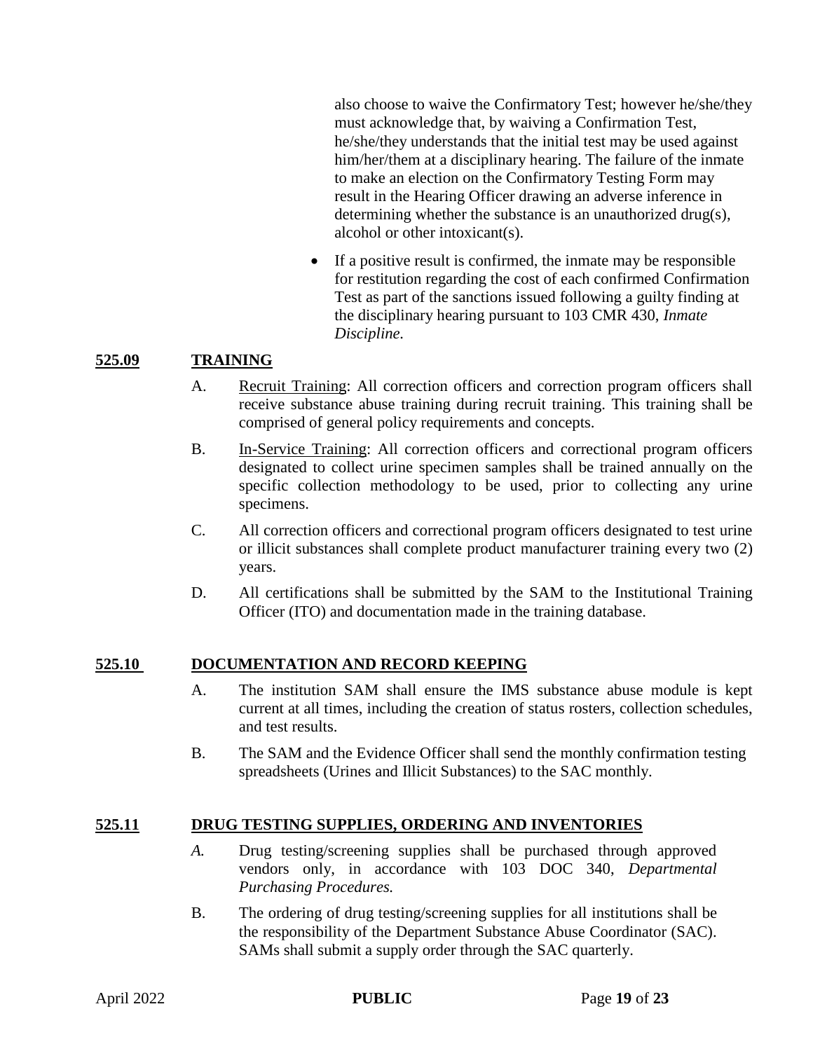also choose to waive the Confirmatory Test; however he/she/they must acknowledge that, by waiving a Confirmation Test, he/she/they understands that the initial test may be used against him/her/them at a disciplinary hearing. The failure of the inmate to make an election on the Confirmatory Testing Form may result in the Hearing Officer drawing an adverse inference in determining whether the substance is an unauthorized drug(s), alcohol or other intoxicant(s).

- If a positive result is confirmed, the inmate may be responsible for restitution regarding the cost of each confirmed Confirmation Test as part of the sanctions issued following a guilty finding at the disciplinary hearing pursuant to 103 CMR 430, *Inmate Discipline.*

## 525.09 TRAINING

A. Recruit Training: All correction officers and correction program officers shall receive substance abuse training during recruit training. This training shall be comprised of general policy requirements and concepts.

B. In-Service Training: All correction officers and correctional program officers designated to collect urine specimen samples shall be trained annually on the specific collection methodology to be used, prior to collecting any urine specimens.

C. All correction officers and correctional program officers designated to test urine or illicit substances shall complete product manufacturer training every two (2) years.

D. All certifications shall be submitted by the SAM to the Institutional Training Officer (ITO) and documentation made in the training database.

## 525.10 DOCUMENTATION AND RECORD KEEPING

A. The institution SAM shall ensure the IMS substance abuse module is kept current at all times, including the creation of status rosters, collection schedules, and test results.

B. The SAM and the Evidence Officer shall send the monthly confirmation testing spreadsheets (Urines and Illicit Substances) to the SAC monthly.

## 525.11 DRUG TESTING SUPPLIES, ORDERING AND INVENTORIES

*A.* Drug testing/screening supplies shall be purchased through approved vendors only, in accordance with 103 DOC 340, *Departmental Purchasing Procedures.*

B. The ordering of drug testing/screening supplies for all institutions shall be the responsibility of the Department Substance Abuse Coordinator (SAC). SAMs shall submit a supply order through the SAC quarterly.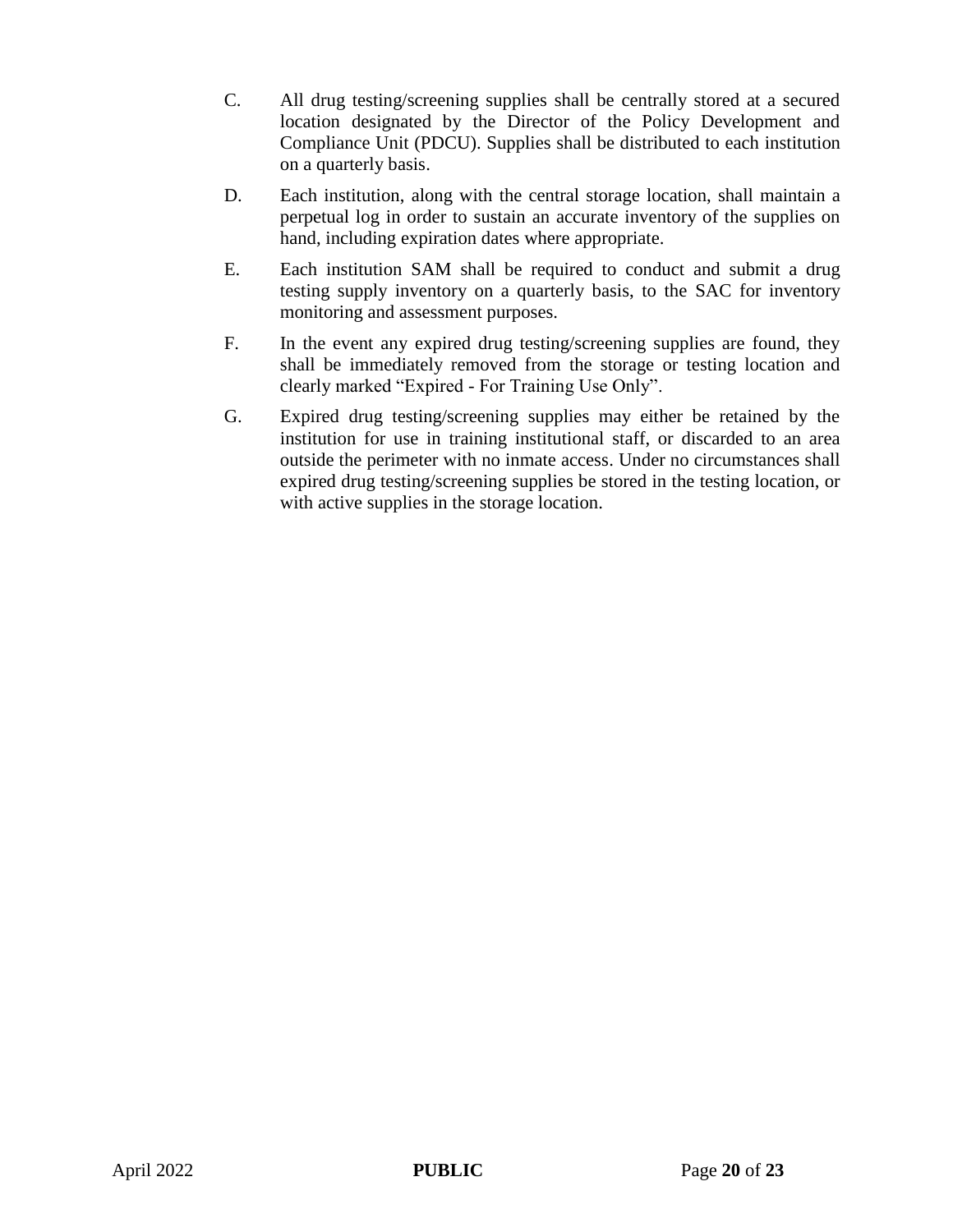C. All drug testing/screening supplies shall be centrally stored at a secured location designated by the Director of the Policy Development and Compliance Unit (PDCU). Supplies shall be distributed to each institution on a quarterly basis.

D. Each institution, along with the central storage location, shall maintain a perpetual log in order to sustain an accurate inventory of the supplies on hand, including expiration dates where appropriate.

E. Each institution SAM shall be required to conduct and submit a drug testing supply inventory on a quarterly basis, to the SAC for inventory monitoring and assessment purposes.

F. In the event any expired drug testing/screening supplies are found, they shall be immediately removed from the storage or testing location and clearly marked "Expired - For Training Use Only".

G. Expired drug testing/screening supplies may either be retained by the institution for use in training institutional staff, or discarded to an area outside the perimeter with no inmate access. Under no circumstances shall expired drug testing/screening supplies be stored in the testing location, or with active supplies in the storage location.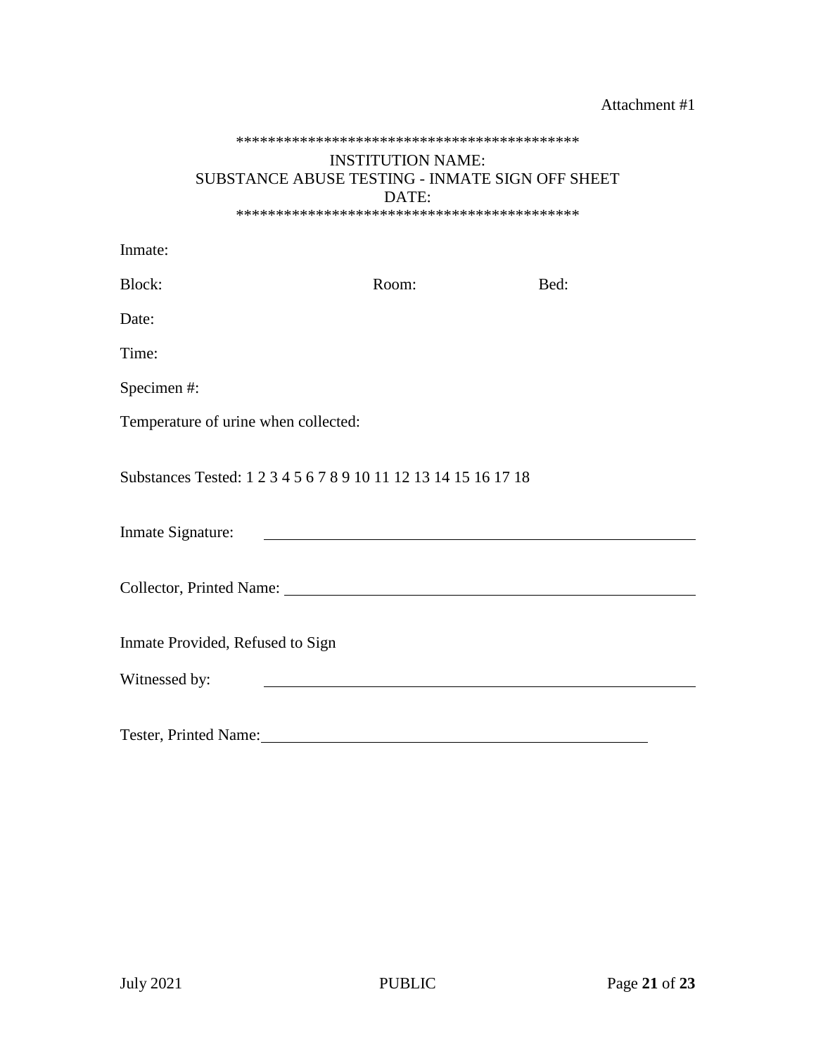Attachment #1

*******************************************

INSTITUTION NAME:
SUBSTANCE ABUSE TESTING - INMATE SIGN OFF SHEET
DATE:

*******************************************

Inmate:

Block: Room: Bed:

Date:

Time:

Specimen #:

Temperature of urine when collected:

Substances Tested: 1 2 3 4 5 6 7 8 9 10 11 12 13 14 15 16 17 18

Inmate Signature: \_\_\_\_\_\_\_\_\_\_\_\_\_\_\_\_\_\_\_\_\_\_\_\_\_\_\_\_\_\_\_\_\_\_\_\_\_\_\_\_\_\_\_\_

Collector, Printed Name: \_\_\_\_\_\_\_\_\_\_\_\_\_\_\_\_\_\_\_\_\_\_\_\_\_\_\_\_\_\_\_\_\_\_\_\_\_\_\_\_\_\_\_\_

Inmate Provided, Refused to Sign

Witnessed by: \_\_\_\_\_\_\_\_\_\_\_\_\_\_\_\_\_\_\_\_\_\_\_\_\_\_\_\_\_\_\_\_\_\_\_\_\_\_\_\_\_\_\_\_

Tester, Printed Name: \_\_\_\_\_\_\_\_\_\_\_\_\_\_\_\_\_\_\_\_\_\_\_\_\_\_\_\_\_\_\_\_\_\_\_\_\_\_\_\_\_\_\_\_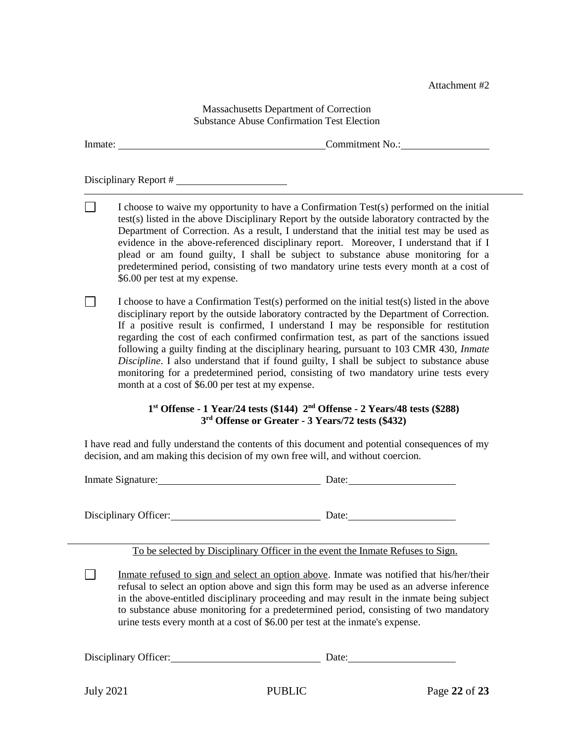Attachment #2

Massachusetts Department of Correction
Substance Abuse Confirmation Test Election

Inmate: ________________________________ Commitment No.: ______________

Disciplinary Report # ____________________

---

☐ I choose to waive my opportunity to have a Confirmation Test(s) performed on the initial test(s) listed in the above Disciplinary Report by the outside laboratory contracted by the Department of Correction. As a result, I understand that the initial test may be used as evidence in the above-referenced disciplinary report. Moreover, I understand that if I plead or am found guilty, I shall be subject to substance abuse monitoring for a predetermined period, consisting of two mandatory urine tests every month at a cost of $6.00 per test at my expense.

☐ I choose to have a Confirmation Test(s) performed on the initial test(s) listed in the above disciplinary report by the outside laboratory contracted by the Department of Correction. If a positive result is confirmed, I understand I may be responsible for restitution regarding the cost of each confirmed confirmation test, as part of the sanctions issued following a guilty finding at the disciplinary hearing, pursuant to 103 CMR 430, *Inmate Discipline*. I also understand that if found guilty, I shall be subject to substance abuse monitoring for a predetermined period, consisting of two mandatory urine tests every month at a cost of $6.00 per test at my expense.

**1st Offense - 1 Year/24 tests ($144) 2nd Offense - 2 Years/48 tests ($288)**
**3rd Offense or Greater - 3 Years/72 tests ($432)**

I have read and fully understand the contents of this document and potential consequences of my decision, and am making this decision of my own free will, and without coercion.

Inmate Signature: ___________________________ Date: __________________

Disciplinary Officer: ___________________________ Date: __________________

---

To be selected by Disciplinary Officer in the event the Inmate Refuses to Sign.

☐ Inmate refused to sign and select an option above. Inmate was notified that his/her/their refusal to select an option above and sign this form may be used as an adverse inference in the above-entitled disciplinary proceeding and may result in the inmate being subject to substance abuse monitoring for a predetermined period, consisting of two mandatory urine tests every month at a cost of $6.00 per test at the inmate's expense.

Disciplinary Officer: ___________________________ Date: __________________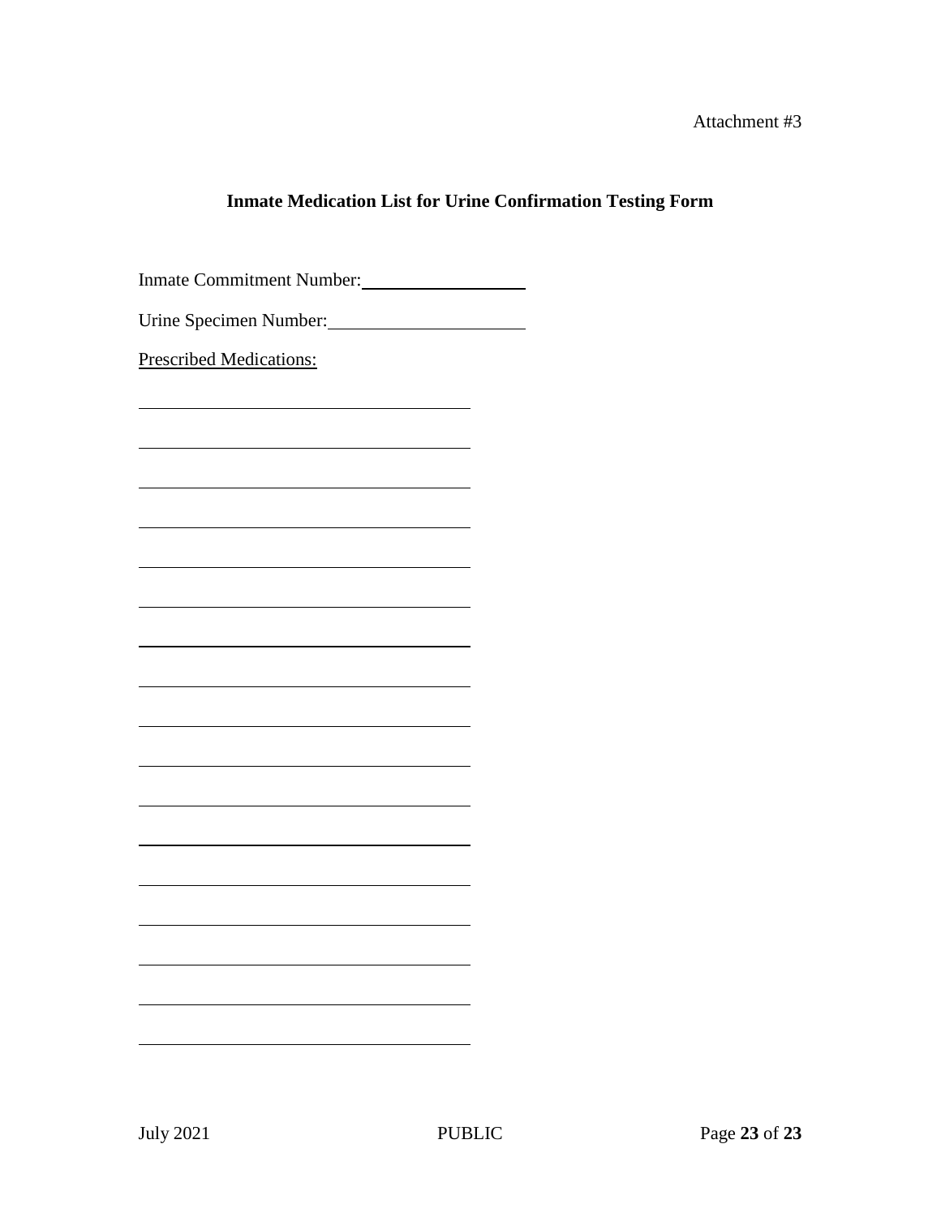Attachment #3

## Inmate Medication List for Urine Confirmation Testing Form

Inmate Commitment Number: ____________________

Urine Specimen Number: ____________________

Prescribed Medications:

________________________________________

________________________________________

________________________________________

________________________________________

________________________________________

________________________________________

________________________________________

________________________________________

________________________________________

________________________________________

________________________________________

________________________________________

________________________________________

________________________________________

________________________________________

________________________________________

________________________________________

July 2021 PUBLIC